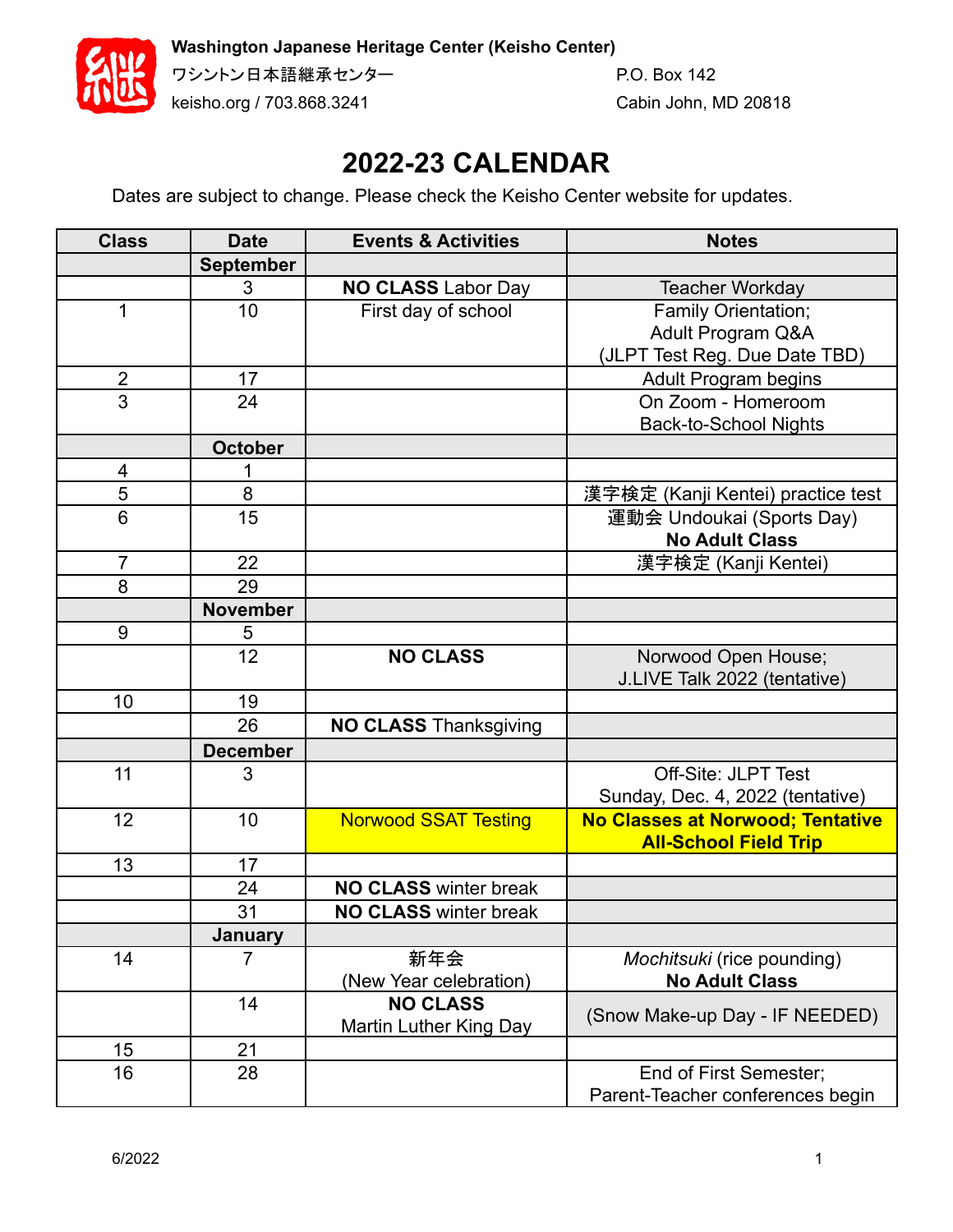**Washington Japanese Heritage Center (Keisho Center)**
ワシントン日本語継承センター
keisho.org / 703.868.3241

P.O. Box 142
Cabin John, MD 20818

# 2022-23 CALENDAR

Dates are subject to change. Please check the Keisho Center website for updates.

| Class | Date | Events & Activities | Notes |
|---|---|---|---|
| | **September** | | |
| | 3 | **NO CLASS** Labor Day | Teacher Workday |
| 1 | 10 | First day of school | Family Orientation;<br>Adult Program Q&A<br>(JLPT Test Reg. Due Date TBD) |
| 2 | 17 | | Adult Program begins |
| 3 | 24 | | On Zoom - Homeroom<br>Back-to-School Nights |
| | **October** | | |
| 4 | 1 | | |
| 5 | 8 | | 漢字検定 (Kanji Kentei) practice test |
| 6 | 15 | | 運動会 Undoukai (Sports Day)<br>**No Adult Class** |
| 7 | 22 | | 漢字検定 (Kanji Kentei) |
| 8 | 29 | | |
| | **November** | | |
| 9 | 5 | | |
| | 12 | **NO CLASS** | Norwood Open House;<br>J.LIVE Talk 2022 (tentative) |
| 10 | 19 | | |
| | 26 | **NO CLASS** Thanksgiving | |
| | **December** | | |
| 11 | 3 | | Off-Site: JLPT Test<br>Sunday, Dec. 4, 2022 (tentative) |
| 12 | 10 | Norwood SSAT Testing | **No Classes at Norwood; Tentative All-School Field Trip** |
| 13 | 17 | | |
| | 24 | **NO CLASS** winter break | |
| | 31 | **NO CLASS** winter break | |
| | **January** | | |
| 14 | 7 | 新年会<br>(New Year celebration) | *Mochitsuki* (rice pounding)<br>**No Adult Class** |
| | 14 | **NO CLASS**<br>Martin Luther King Day | (Snow Make-up Day - IF NEEDED) |
| 15 | 21 | | |
| 16 | 28 | | End of First Semester;<br>Parent-Teacher conferences begin |

6/2022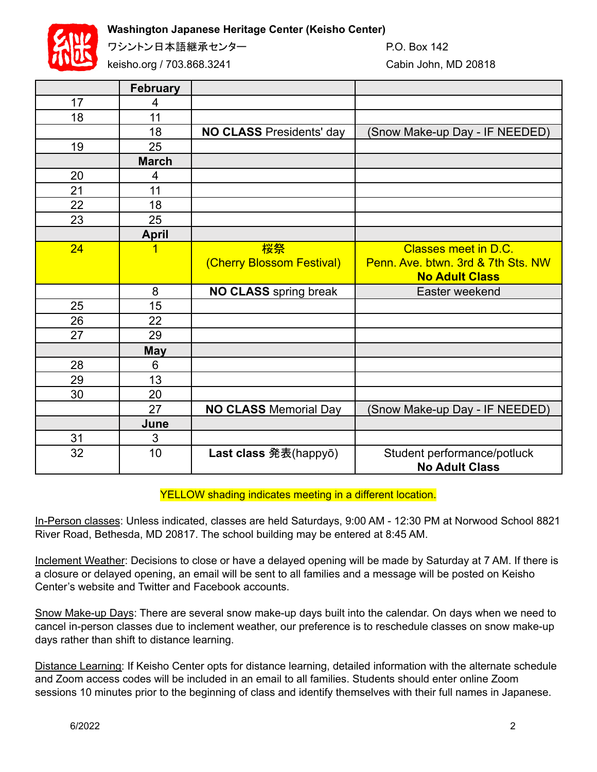**Washington Japanese Heritage Center (Keisho Center)**
ワシントン日本語継承センター
keisho.org / 703.868.3241

P.O. Box 142
Cabin John, MD 20818

| | **February** | | |
|---|---|---|---|
| 17 | 4 | | |
| 18 | 11 | | |
| | 18 | **NO CLASS** Presidents' day | (Snow Make-up Day - IF NEEDED) |
| 19 | 25 | | |
| | **March** | | |
| 20 | 4 | | |
| 21 | 11 | | |
| 22 | 18 | | |
| 23 | 25 | | |
| | **April** | | |
| 24 | 1 | 桜祭 (Cherry Blossom Festival) | Classes meet in D.C. Penn. Ave. btwn. 3rd & 7th Sts. NW **No Adult Class** |
| | 8 | **NO CLASS** spring break | Easter weekend |
| 25 | 15 | | |
| 26 | 22 | | |
| 27 | 29 | | |
| | **May** | | |
| 28 | 6 | | |
| 29 | 13 | | |
| 30 | 20 | | |
| | 27 | **NO CLASS** Memorial Day | (Snow Make-up Day - IF NEEDED) |
| | **June** | | |
| 31 | 3 | | |
| 32 | 10 | **Last class** 発表(happyō) | Student performance/potluck **No Adult Class** |

YELLOW shading indicates meeting in a different location.

In-Person classes: Unless indicated, classes are held Saturdays, 9:00 AM - 12:30 PM at Norwood School 8821 River Road, Bethesda, MD 20817. The school building may be entered at 8:45 AM.

Inclement Weather: Decisions to close or have a delayed opening will be made by Saturday at 7 AM. If there is a closure or delayed opening, an email will be sent to all families and a message will be posted on Keisho Center's website and Twitter and Facebook accounts.

Snow Make-up Days: There are several snow make-up days built into the calendar. On days when we need to cancel in-person classes due to inclement weather, our preference is to reschedule classes on snow make-up days rather than shift to distance learning.

Distance Learning: If Keisho Center opts for distance learning, detailed information with the alternate schedule and Zoom access codes will be included in an email to all families. Students should enter online Zoom sessions 10 minutes prior to the beginning of class and identify themselves with their full names in Japanese.

6/2022